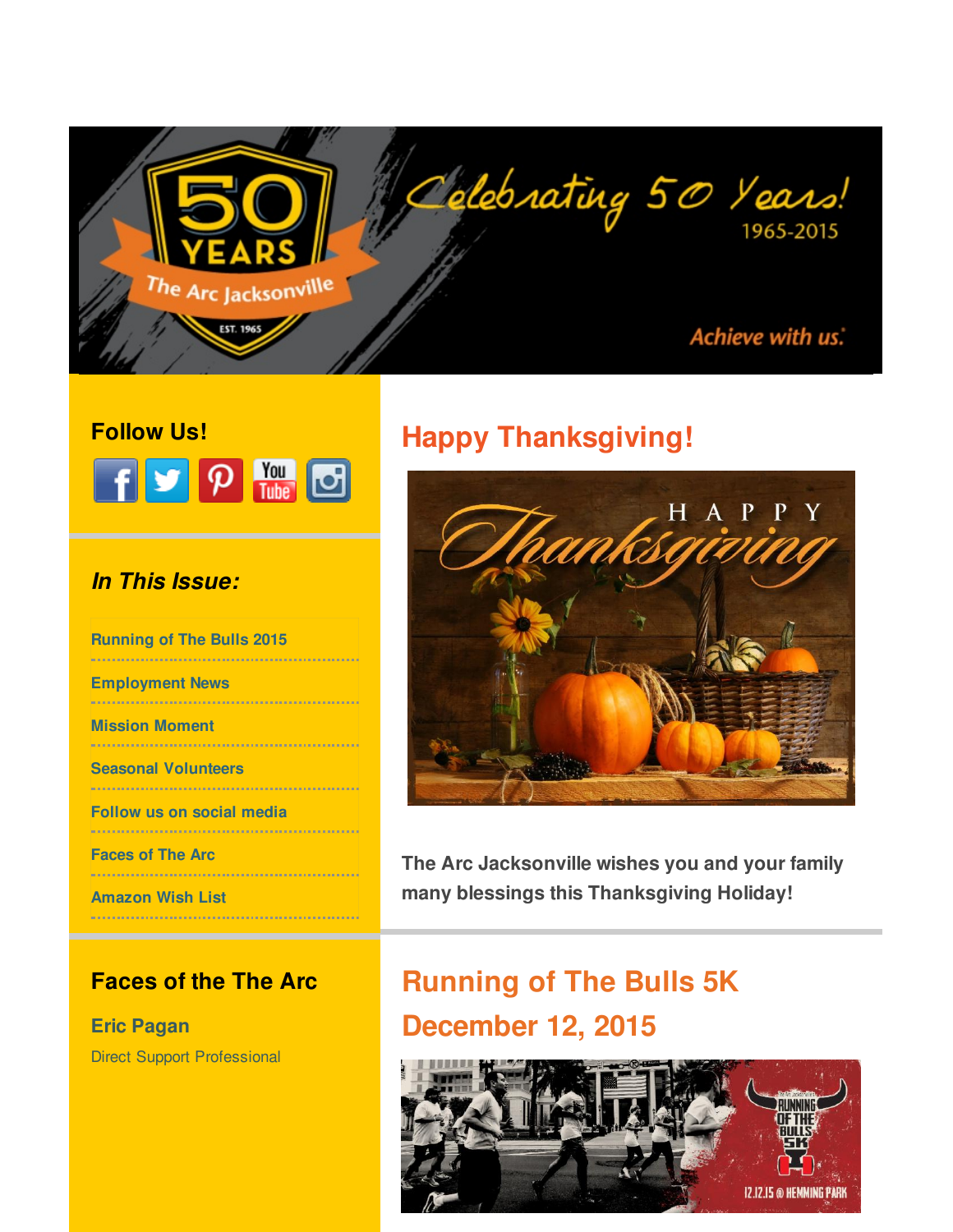Celebrating 50 Years!

1965-2015

Achieve with us.

**Follow Us!**

### *In This Issue:*

- Running of The Bulls 2015
- Employment News
- Mission Moment
- Seasonal Volunteers
- Follow us on social media
- Faces of The Arc
- Amazon Wish List

## Happy Thanksgiving!

**The Arc Jacksonville wishes you and your family many blessings this Thanksgiving Holiday!**

### Faces of the The Arc

**Eric Pagan**

Direct Support Professional

## Running of The Bulls 5K December 12, 2015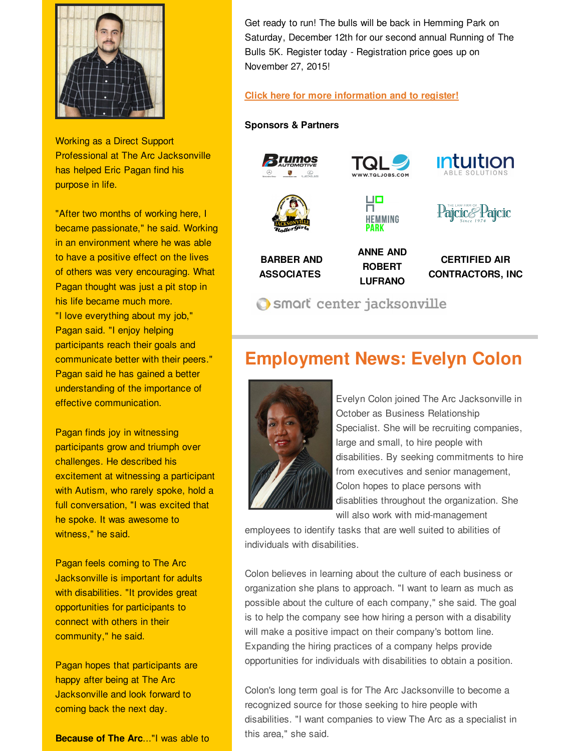Working as a Direct Support Professional at The Arc Jacksonville has helped Eric Pagan find his purpose in life.

"After two months of working here, I became passionate," he said. Working in an environment where he was able to have a positive effect on the lives of others was very encouraging. What Pagan thought was just a pit stop in his life became much more.

"I love everything about my job," Pagan said. "I enjoy helping participants reach their goals and communicate better with their peers." Pagan said he has gained a better understanding of the importance of effective communication.

Pagan finds joy in witnessing participants grow and triumph over challenges. He described his excitement at witnessing a participant with Autism, who rarely spoke, hold a full conversation, "I was excited that he spoke. It was awesome to witness," he said.

Pagan feels coming to The Arc Jacksonville is important for adults with disabilities. "It provides great opportunities for participants to connect with others in their community," he said.

Pagan hopes that participants are happy after being at The Arc Jacksonville and look forward to coming back the next day.

**Because of The Arc**..."I was able to

Get ready to run! The bulls will be back in Hemming Park on Saturday, December 12th for our second annual Running of The Bulls 5K. Register today - Registration price goes up on November 27, 2015!

**Click here for more information and to register!**

**Sponsors & Partners**

Brumos Automotive

TQL www.tqljobs.com

Intuition Able Solutions

Jacksonville RollerGirls

Hemming Park

The Law Firm of Pajcic & Pajcic Since 1974

**BARBER AND ASSOCIATES**

**ANNE AND ROBERT LUFRANO**

**CERTIFIED AIR CONTRACTORS, INC**

smart center jacksonville

## Employment News: Evelyn Colon

Evelyn Colon joined The Arc Jacksonville in October as Business Relationship Specialist. She will be recruiting companies, large and small, to hire people with disabilities. By seeking commitments to hire from executives and senior management, Colon hopes to place persons with disablities throughout the organization. She will also work with mid-management employees to identify tasks that are well suited to abilities of individuals with disabilities.

Colon believes in learning about the culture of each business or organization she plans to approach. "I want to learn as much as possible about the culture of each company," she said. The goal is to help the company see how hiring a person with a disability will make a positive impact on their company's bottom line. Expanding the hiring practices of a company helps provide opportunities for individuals with disabilities to obtain a position.

Colon's long term goal is for The Arc Jacksonville to become a recognized source for those seeking to hire people with disabilities. "I want companies to view The Arc as a specialist in this area," she said.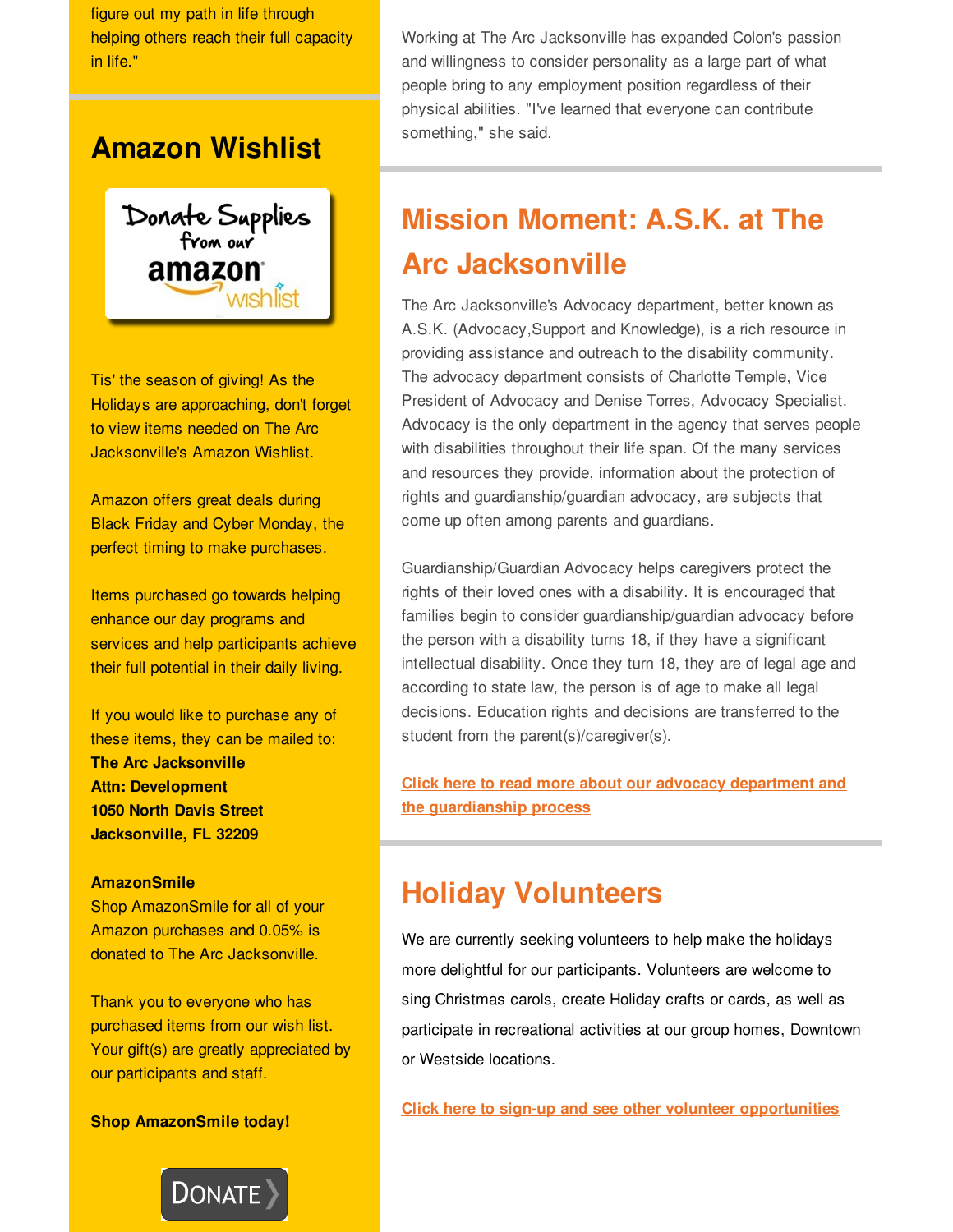figure out my path in life through helping others reach their full capacity in life."

## Amazon Wishlist

Tis' the season of giving! As the Holidays are approaching, don't forget to view items needed on The Arc Jacksonville's Amazon Wishlist.

Amazon offers great deals during Black Friday and Cyber Monday, the perfect timing to make purchases.

Items purchased go towards helping enhance our day programs and services and help participants achieve their full potential in their daily living.

If you would like to purchase any of these items, they can be mailed to:
**The Arc Jacksonville**
**Attn: Development**
**1050 North Davis Street**
**Jacksonville, FL 32209**

**AmazonSmile**
Shop AmazonSmile for all of your Amazon purchases and 0.05% is donated to The Arc Jacksonville.

Thank you to everyone who has purchased items from our wish list. Your gift(s) are greatly appreciated by our participants and staff.

**Shop AmazonSmile today!**

DONATE

Working at The Arc Jacksonville has expanded Colon's passion and willingness to consider personality as a large part of what people bring to any employment position regardless of their physical abilities. "I've learned that everyone can contribute something," she said.

## Mission Moment: A.S.K. at The Arc Jacksonville

The Arc Jacksonville's Advocacy department, better known as A.S.K. (Advocacy,Support and Knowledge), is a rich resource in providing assistance and outreach to the disability community. The advocacy department consists of Charlotte Temple, Vice President of Advocacy and Denise Torres, Advocacy Specialist. Advocacy is the only department in the agency that serves people with disabilities throughout their life span. Of the many services and resources they provide, information about the protection of rights and guardianship/guardian advocacy, are subjects that come up often among parents and guardians.

Guardianship/Guardian Advocacy helps caregivers protect the rights of their loved ones with a disability. It is encouraged that families begin to consider guardianship/guardian advocacy before the person with a disability turns 18, if they have a significant intellectual disability. Once they turn 18, they are of legal age and according to state law, the person is of age to make all legal decisions. Education rights and decisions are transferred to the student from the parent(s)/caregiver(s).

**Click here to read more about our advocacy department and the guardianship process**

## Holiday Volunteers

We are currently seeking volunteers to help make the holidays more delightful for our participants. Volunteers are welcome to sing Christmas carols, create Holiday crafts or cards, as well as participate in recreational activities at our group homes, Downtown or Westside locations.

**Click here to sign-up and see other volunteer opportunities**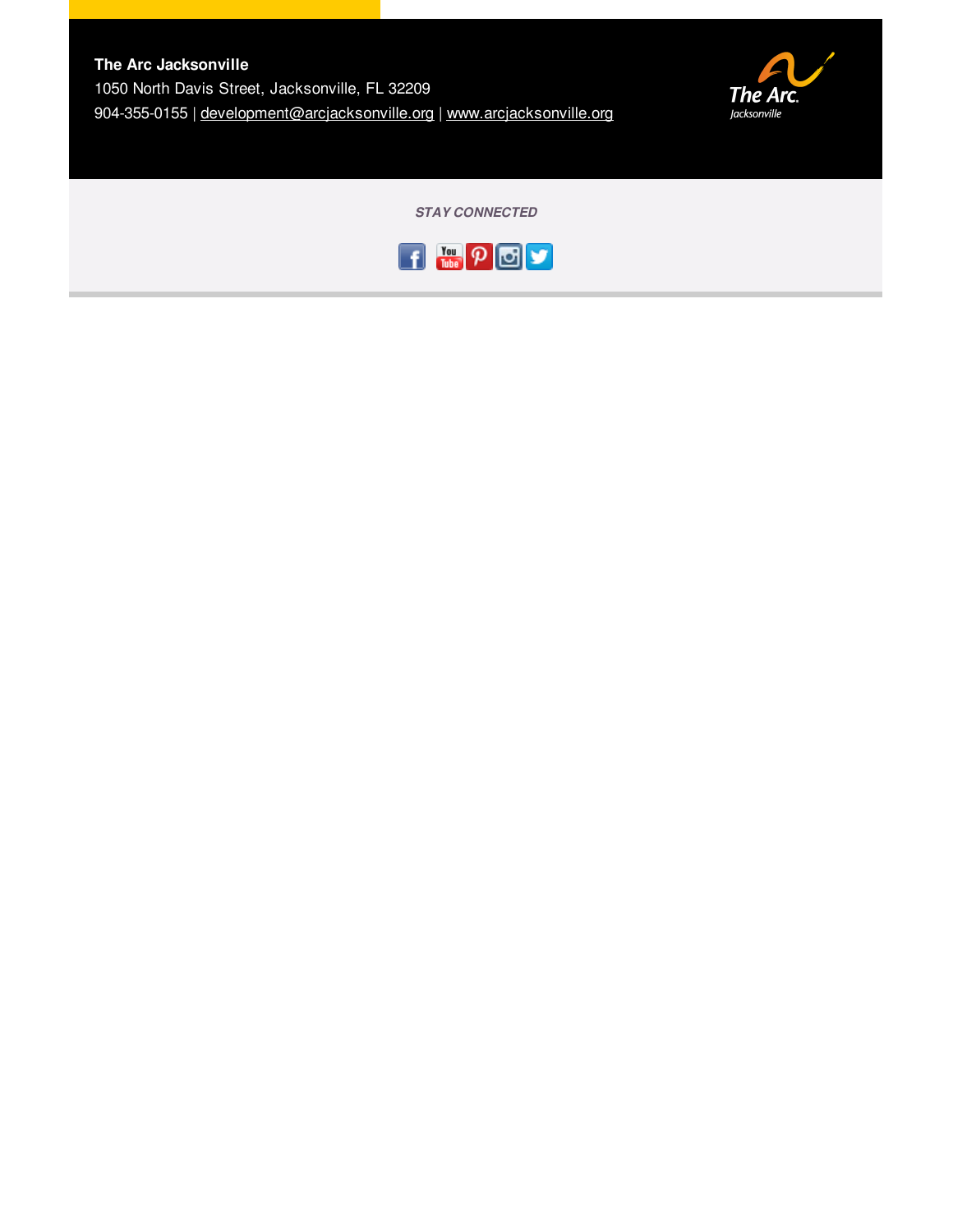**The Arc Jacksonville**

1050 North Davis Street, Jacksonville, FL 32209

904-355-0155 | development@arcjacksonville.org | www.arcjacksonville.org

*STAY CONNECTED*